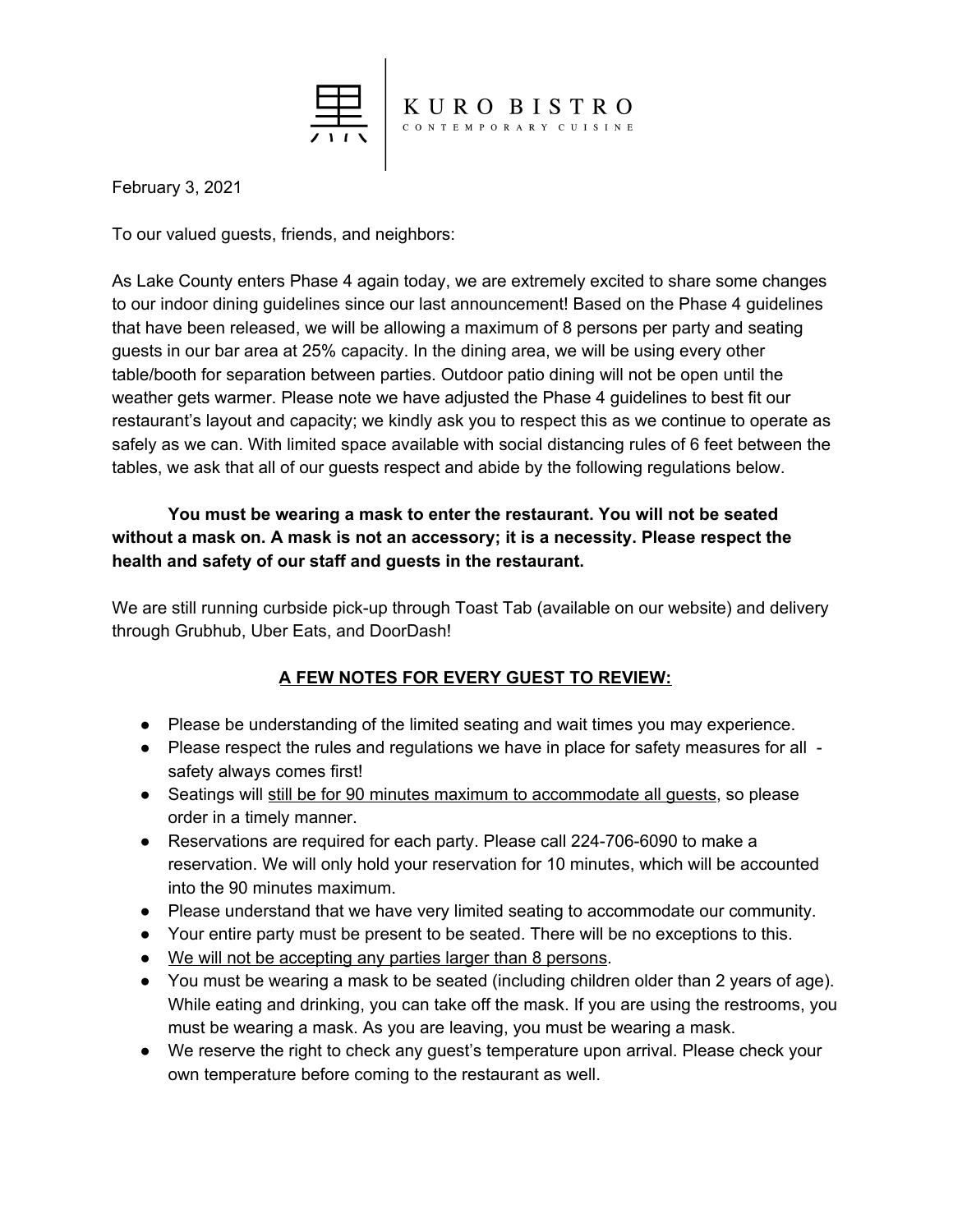KURO BISTRO
CONTEMPORARY CUISINE

February 3, 2021

To our valued guests, friends, and neighbors:

As Lake County enters Phase 4 again today, we are extremely excited to share some changes to our indoor dining guidelines since our last announcement! Based on the Phase 4 guidelines that have been released, we will be allowing a maximum of 8 persons per party and seating guests in our bar area at 25% capacity. In the dining area, we will be using every other table/booth for separation between parties. Outdoor patio dining will not be open until the weather gets warmer. Please note we have adjusted the Phase 4 guidelines to best fit our restaurant's layout and capacity; we kindly ask you to respect this as we continue to operate as safely as we can. With limited space available with social distancing rules of 6 feet between the tables, we ask that all of our guests respect and abide by the following regulations below.

**You must be wearing a mask to enter the restaurant. You will not be seated without a mask on. A mask is not an accessory; it is a necessity. Please respect the health and safety of our staff and guests in the restaurant.**

We are still running curbside pick-up through Toast Tab (available on our website) and delivery through Grubhub, Uber Eats, and DoorDash!

## A FEW NOTES FOR EVERY GUEST TO REVIEW:

- Please be understanding of the limited seating and wait times you may experience.
- Please respect the rules and regulations we have in place for safety measures for all - safety always comes first!
- Seatings will still be for 90 minutes maximum to accommodate all guests, so please order in a timely manner.
- Reservations are required for each party. Please call 224-706-6090 to make a reservation. We will only hold your reservation for 10 minutes, which will be accounted into the 90 minutes maximum.
- Please understand that we have very limited seating to accommodate our community.
- Your entire party must be present to be seated. There will be no exceptions to this.
- We will not be accepting any parties larger than 8 persons.
- You must be wearing a mask to be seated (including children older than 2 years of age). While eating and drinking, you can take off the mask. If you are using the restrooms, you must be wearing a mask. As you are leaving, you must be wearing a mask.
- We reserve the right to check any guest's temperature upon arrival. Please check your own temperature before coming to the restaurant as well.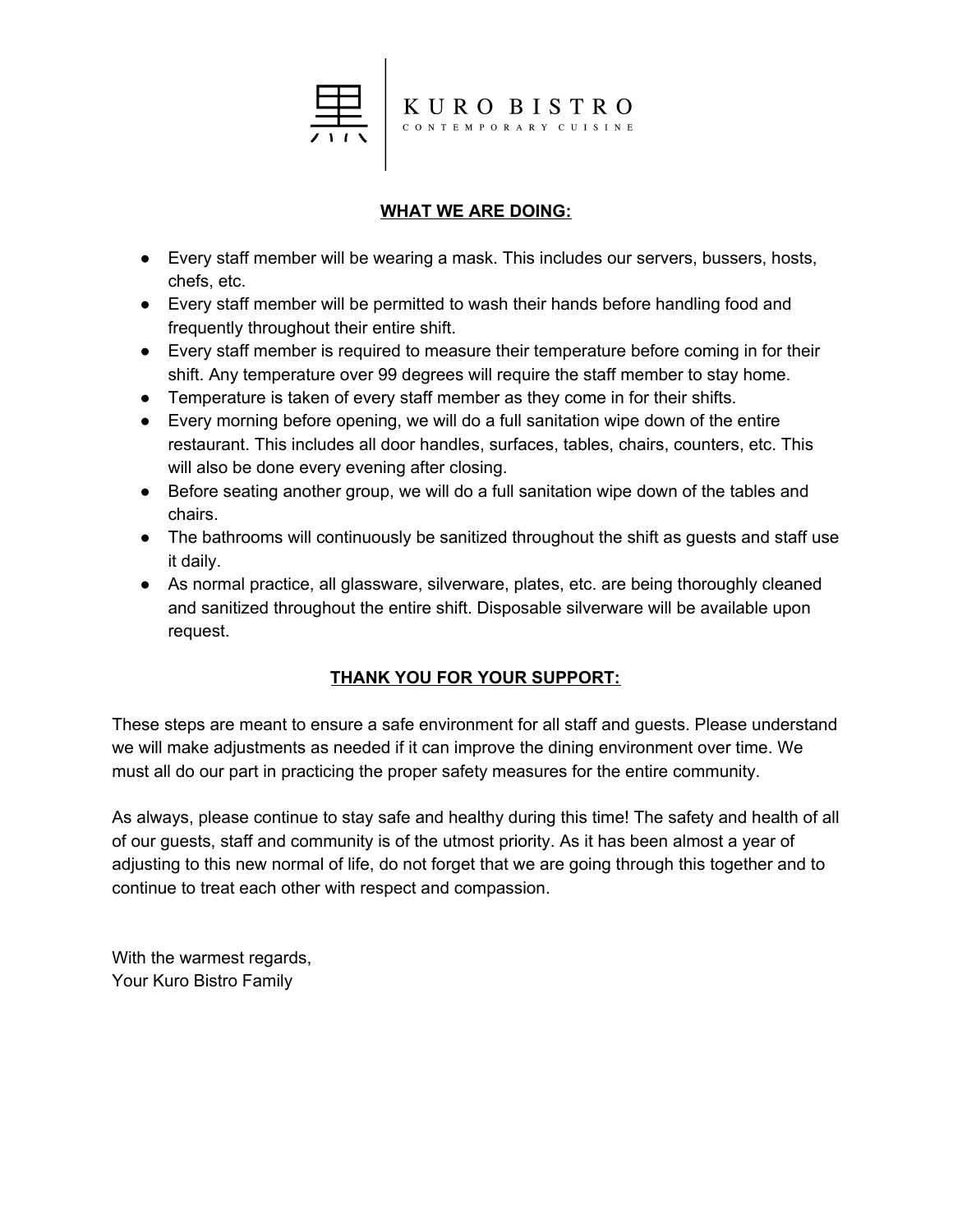KURO BISTRO
CONTEMPORARY CUISINE

**WHAT WE ARE DOING:**

- Every staff member will be wearing a mask. This includes our servers, bussers, hosts, chefs, etc.
- Every staff member will be permitted to wash their hands before handling food and frequently throughout their entire shift.
- Every staff member is required to measure their temperature before coming in for their shift. Any temperature over 99 degrees will require the staff member to stay home.
- Temperature is taken of every staff member as they come in for their shifts.
- Every morning before opening, we will do a full sanitation wipe down of the entire restaurant. This includes all door handles, surfaces, tables, chairs, counters, etc. This will also be done every evening after closing.
- Before seating another group, we will do a full sanitation wipe down of the tables and chairs.
- The bathrooms will continuously be sanitized throughout the shift as guests and staff use it daily.
- As normal practice, all glassware, silverware, plates, etc. are being thoroughly cleaned and sanitized throughout the entire shift. Disposable silverware will be available upon request.

**THANK YOU FOR YOUR SUPPORT:**

These steps are meant to ensure a safe environment for all staff and guests. Please understand we will make adjustments as needed if it can improve the dining environment over time. We must all do our part in practicing the proper safety measures for the entire community.

As always, please continue to stay safe and healthy during this time! The safety and health of all of our guests, staff and community is of the utmost priority. As it has been almost a year of adjusting to this new normal of life, do not forget that we are going through this together and to continue to treat each other with respect and compassion.

With the warmest regards,
Your Kuro Bistro Family